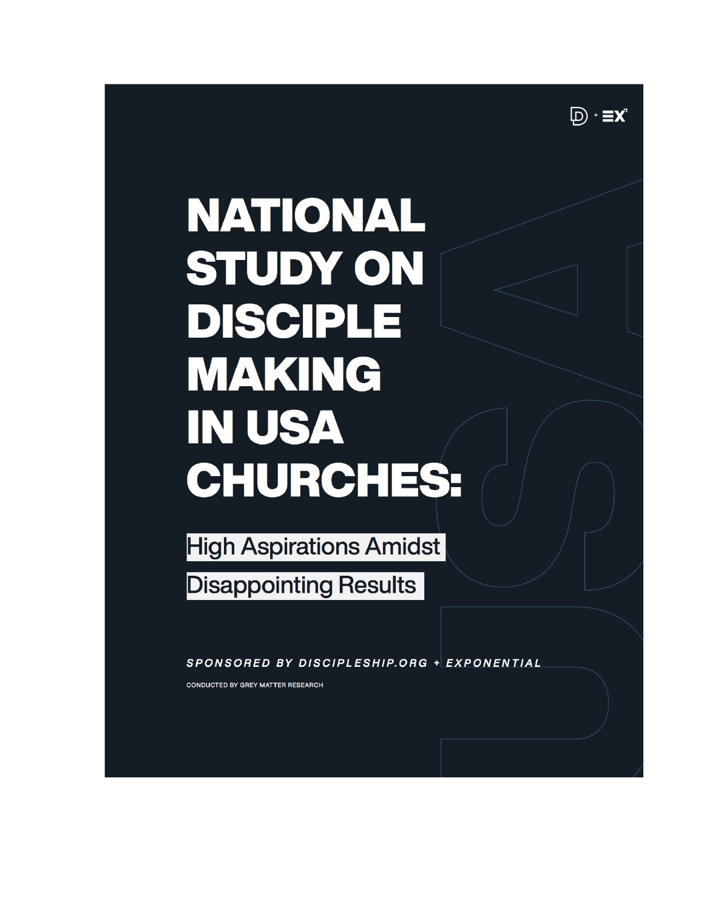# NATIONAL STUDY ON DISCIPLE MAKING IN USA CHURCHES:

## High Aspirations Amidst Disappointing Results

*SPONSORED BY DISCIPLESHIP.ORG + EXPONENTIAL*

CONDUCTED BY GREY MATTER RESEARCH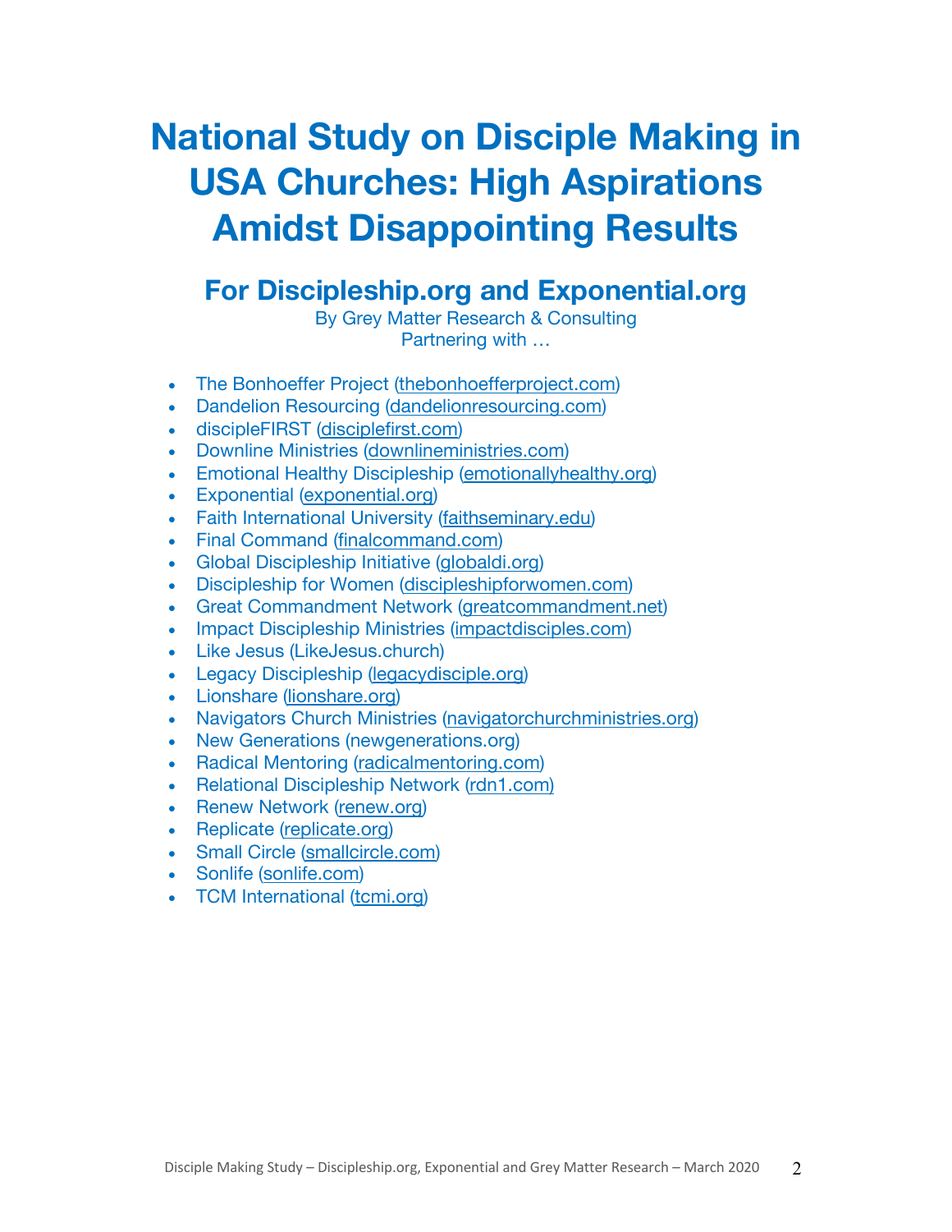# National Study on Disciple Making in USA Churches: High Aspirations Amidst Disappointing Results

## For Discipleship.org and Exponential.org

By Grey Matter Research & Consulting
Partnering with …

- The Bonhoeffer Project (thebonhoefferproject.com)
- Dandelion Resourcing (dandelionresourcing.com)
- discipleFIRST (disciplefirst.com)
- Downline Ministries (downlineministries.com)
- Emotional Healthy Discipleship (emotionallyhealthy.org)
- Exponential (exponential.org)
- Faith International University (faithseminary.edu)
- Final Command (finalcommand.com)
- Global Discipleship Initiative (globaldi.org)
- Discipleship for Women (discipleshipforwomen.com)
- Great Commandment Network (greatcommandment.net)
- Impact Discipleship Ministries (impactdisciples.com)
- Like Jesus (LikeJesus.church)
- Legacy Discipleship (legacydisciple.org)
- Lionshare (lionshare.org)
- Navigators Church Ministries (navigatorchurchministries.org)
- New Generations (newgenerations.org)
- Radical Mentoring (radicalmentoring.com)
- Relational Discipleship Network (rdn1.com)
- Renew Network (renew.org)
- Replicate (replicate.org)
- Small Circle (smallcircle.com)
- Sonlife (sonlife.com)
- TCM International (tcmi.org)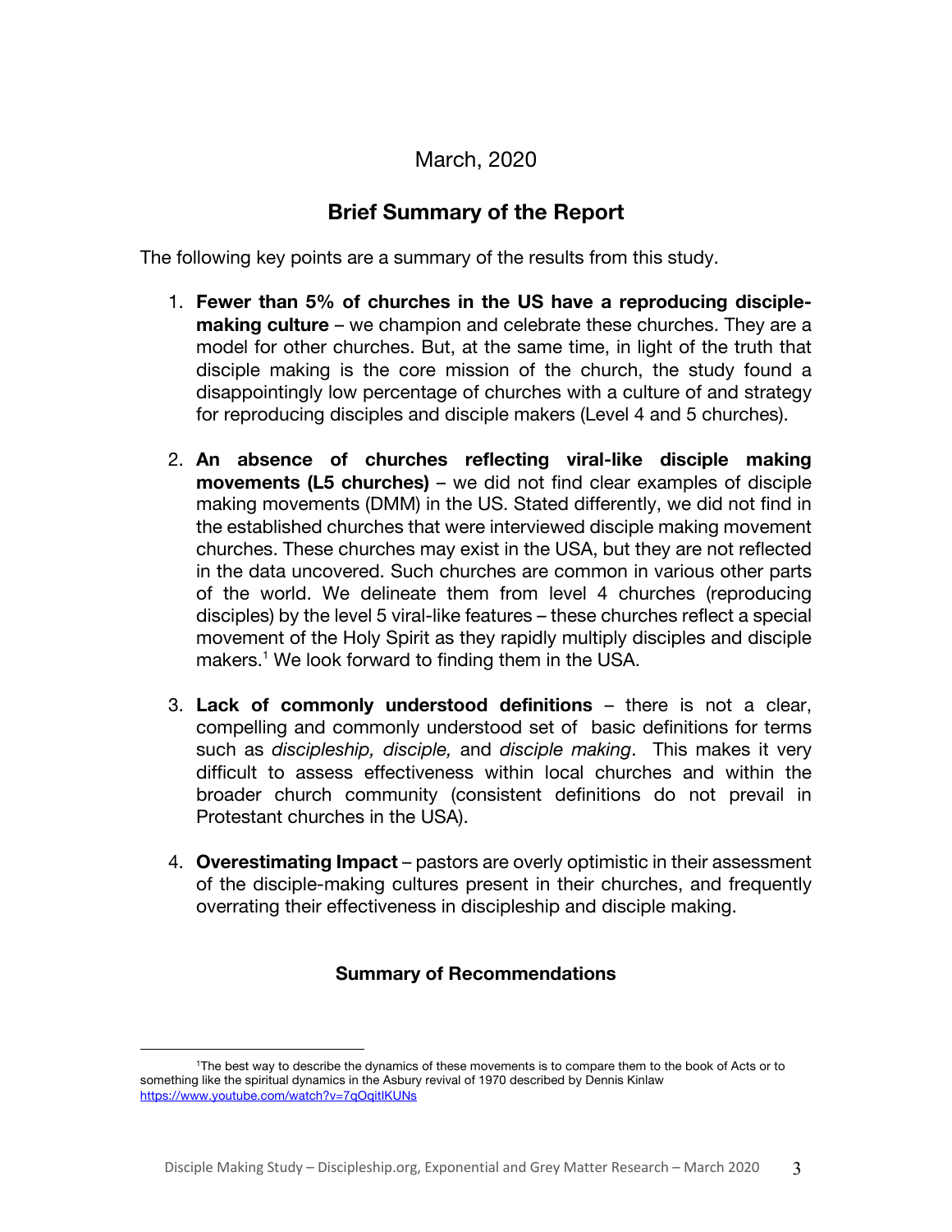March, 2020

## Brief Summary of the Report

The following key points are a summary of the results from this study.

1. **Fewer than 5% of churches in the US have a reproducing disciple-making culture** – we champion and celebrate these churches. They are a model for other churches. But, at the same time, in light of the truth that disciple making is the core mission of the church, the study found a disappointingly low percentage of churches with a culture of and strategy for reproducing disciples and disciple makers (Level 4 and 5 churches).

2. **An absence of churches reflecting viral-like disciple making movements (L5 churches)** – we did not find clear examples of disciple making movements (DMM) in the US. Stated differently, we did not find in the established churches that were interviewed disciple making movement churches. These churches may exist in the USA, but they are not reflected in the data uncovered. Such churches are common in various other parts of the world. We delineate them from level 4 churches (reproducing disciples) by the level 5 viral-like features – these churches reflect a special movement of the Holy Spirit as they rapidly multiply disciples and disciple makers.[1] We look forward to finding them in the USA.

3. **Lack of commonly understood definitions** – there is not a clear, compelling and commonly understood set of basic definitions for terms such as *discipleship, disciple,* and *disciple making*. This makes it very difficult to assess effectiveness within local churches and within the broader church community (consistent definitions do not prevail in Protestant churches in the USA).

4. **Overestimating Impact** – pastors are overly optimistic in their assessment of the disciple-making cultures present in their churches, and frequently overrating their effectiveness in discipleship and disciple making.

### Summary of Recommendations

[1]The best way to describe the dynamics of these movements is to compare them to the book of Acts or to something like the spiritual dynamics in the Asbury revival of 1970 described by Dennis Kinlaw https://www.youtube.com/watch?v=7qOqitlKUNs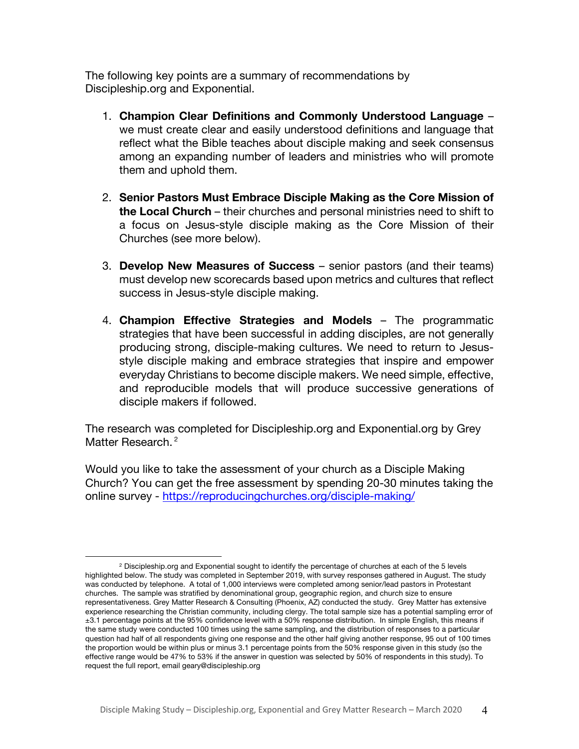The following key points are a summary of recommendations by Discipleship.org and Exponential.

1. **Champion Clear Definitions and Commonly Understood Language** – we must create clear and easily understood definitions and language that reflect what the Bible teaches about disciple making and seek consensus among an expanding number of leaders and ministries who will promote them and uphold them.

2. **Senior Pastors Must Embrace Disciple Making as the Core Mission of the Local Church** – their churches and personal ministries need to shift to a focus on Jesus-style disciple making as the Core Mission of their Churches (see more below).

3. **Develop New Measures of Success** – senior pastors (and their teams) must develop new scorecards based upon metrics and cultures that reflect success in Jesus-style disciple making.

4. **Champion Effective Strategies and Models** – The programmatic strategies that have been successful in adding disciples, are not generally producing strong, disciple-making cultures. We need to return to Jesus-style disciple making and embrace strategies that inspire and empower everyday Christians to become disciple makers. We need simple, effective, and reproducible models that will produce successive generations of disciple makers if followed.

The research was completed for Discipleship.org and Exponential.org by Grey Matter Research.[2]

Would you like to take the assessment of your church as a Disciple Making Church? You can get the free assessment by spending 20-30 minutes taking the online survey - https://reproducingchurches.org/disciple-making/

---

[2] Discipleship.org and Exponential sought to identify the percentage of churches at each of the 5 levels highlighted below. The study was completed in September 2019, with survey responses gathered in August. The study was conducted by telephone. A total of 1,000 interviews were completed among senior/lead pastors in Protestant churches. The sample was stratified by denominational group, geographic region, and church size to ensure representativeness. Grey Matter Research & Consulting (Phoenix, AZ) conducted the study. Grey Matter has extensive experience researching the Christian community, including clergy. The total sample size has a potential sampling error of ±3.1 percentage points at the 95% confidence level with a 50% response distribution. In simple English, this means if the same study were conducted 100 times using the same sampling, and the distribution of responses to a particular question had half of all respondents giving one response and the other half giving another response, 95 out of 100 times the proportion would be within plus or minus 3.1 percentage points from the 50% response given in this study (so the effective range would be 47% to 53% if the answer in question was selected by 50% of respondents in this study). To request the full report, email geary@discipleship.org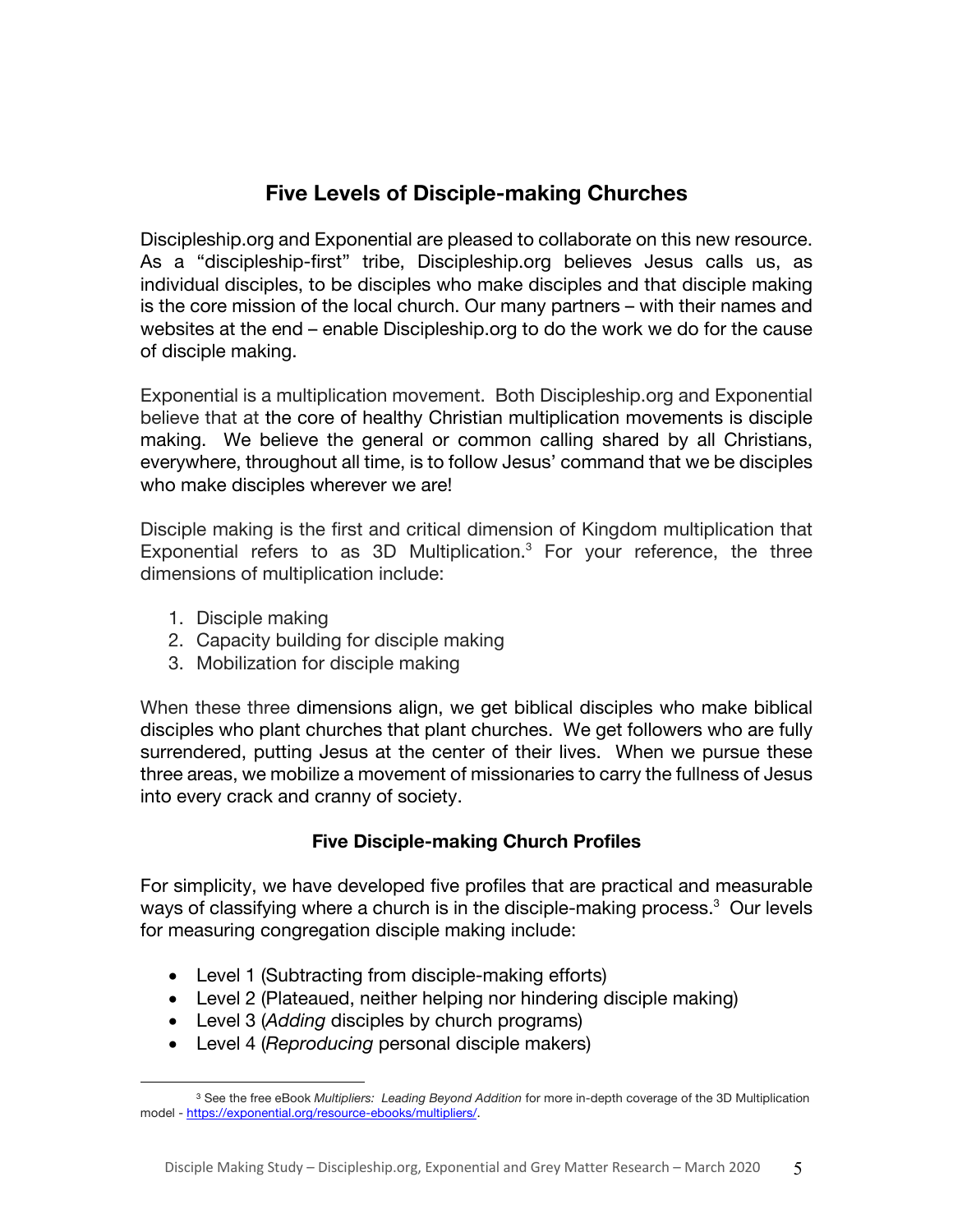## Five Levels of Disciple-making Churches

Discipleship.org and Exponential are pleased to collaborate on this new resource. As a "discipleship-first" tribe, Discipleship.org believes Jesus calls us, as individual disciples, to be disciples who make disciples and that disciple making is the core mission of the local church. Our many partners – with their names and websites at the end – enable Discipleship.org to do the work we do for the cause of disciple making.

Exponential is a multiplication movement. Both Discipleship.org and Exponential believe that at the core of healthy Christian multiplication movements is disciple making. We believe the general or common calling shared by all Christians, everywhere, throughout all time, is to follow Jesus' command that we be disciples who make disciples wherever we are!

Disciple making is the first and critical dimension of Kingdom multiplication that Exponential refers to as 3D Multiplication.[3] For your reference, the three dimensions of multiplication include:

1. Disciple making
2. Capacity building for disciple making
3. Mobilization for disciple making

When these three dimensions align, we get biblical disciples who make biblical disciples who plant churches that plant churches. We get followers who are fully surrendered, putting Jesus at the center of their lives. When we pursue these three areas, we mobilize a movement of missionaries to carry the fullness of Jesus into every crack and cranny of society.

### Five Disciple-making Church Profiles

For simplicity, we have developed five profiles that are practical and measurable ways of classifying where a church is in the disciple-making process.[3] Our levels for measuring congregation disciple making include:

- Level 1 (Subtracting from disciple-making efforts)
- Level 2 (Plateaued, neither helping nor hindering disciple making)
- Level 3 (*Adding* disciples by church programs)
- Level 4 (*Reproducing* personal disciple makers)

[3] See the free eBook *Multipliers: Leading Beyond Addition* for more in-depth coverage of the 3D Multiplication model - https://exponential.org/resource-ebooks/multipliers/.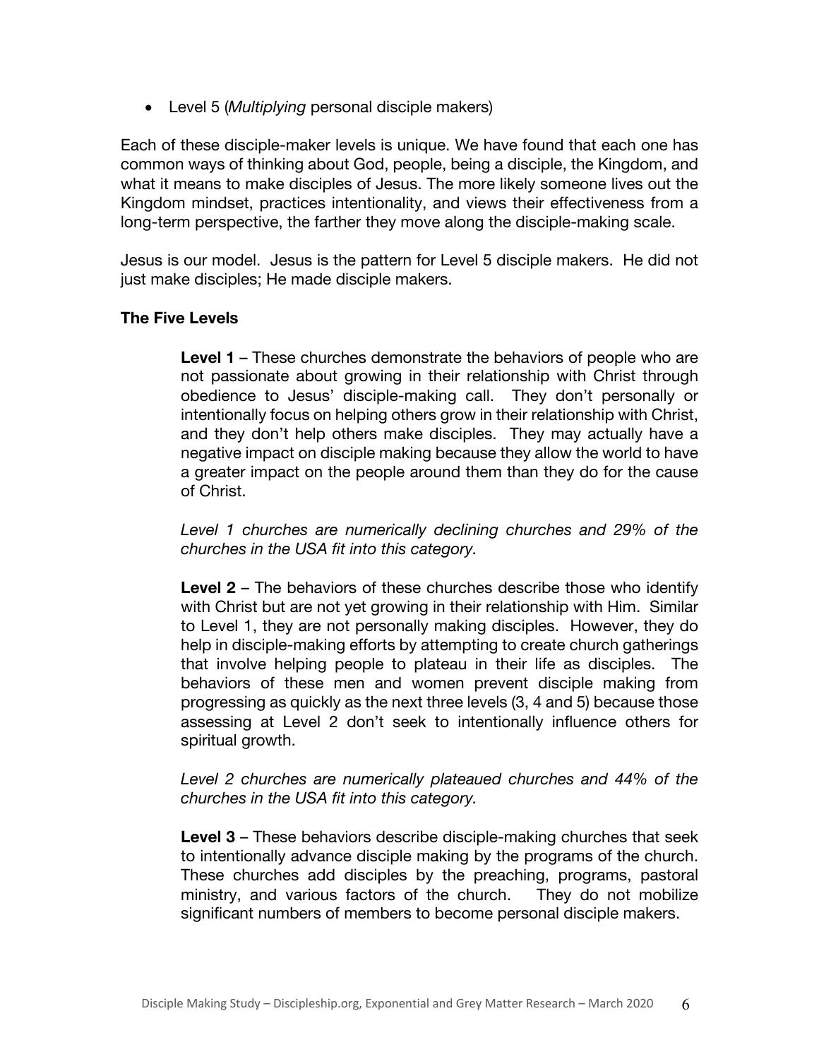- Level 5 (*Multiplying* personal disciple makers)

Each of these disciple-maker levels is unique. We have found that each one has common ways of thinking about God, people, being a disciple, the Kingdom, and what it means to make disciples of Jesus. The more likely someone lives out the Kingdom mindset, practices intentionality, and views their effectiveness from a long-term perspective, the farther they move along the disciple-making scale.

Jesus is our model. Jesus is the pattern for Level 5 disciple makers. He did not just make disciples; He made disciple makers.

**The Five Levels**

**Level 1** – These churches demonstrate the behaviors of people who are not passionate about growing in their relationship with Christ through obedience to Jesus' disciple-making call. They don't personally or intentionally focus on helping others grow in their relationship with Christ, and they don't help others make disciples. They may actually have a negative impact on disciple making because they allow the world to have a greater impact on the people around them than they do for the cause of Christ.

*Level 1 churches are numerically declining churches and 29% of the churches in the USA fit into this category.*

**Level 2** – The behaviors of these churches describe those who identify with Christ but are not yet growing in their relationship with Him. Similar to Level 1, they are not personally making disciples. However, they do help in disciple-making efforts by attempting to create church gatherings that involve helping people to plateau in their life as disciples. The behaviors of these men and women prevent disciple making from progressing as quickly as the next three levels (3, 4 and 5) because those assessing at Level 2 don't seek to intentionally influence others for spiritual growth.

*Level 2 churches are numerically plateaued churches and 44% of the churches in the USA fit into this category.*

**Level 3** – These behaviors describe disciple-making churches that seek to intentionally advance disciple making by the programs of the church. These churches add disciples by the preaching, programs, pastoral ministry, and various factors of the church. They do not mobilize significant numbers of members to become personal disciple makers.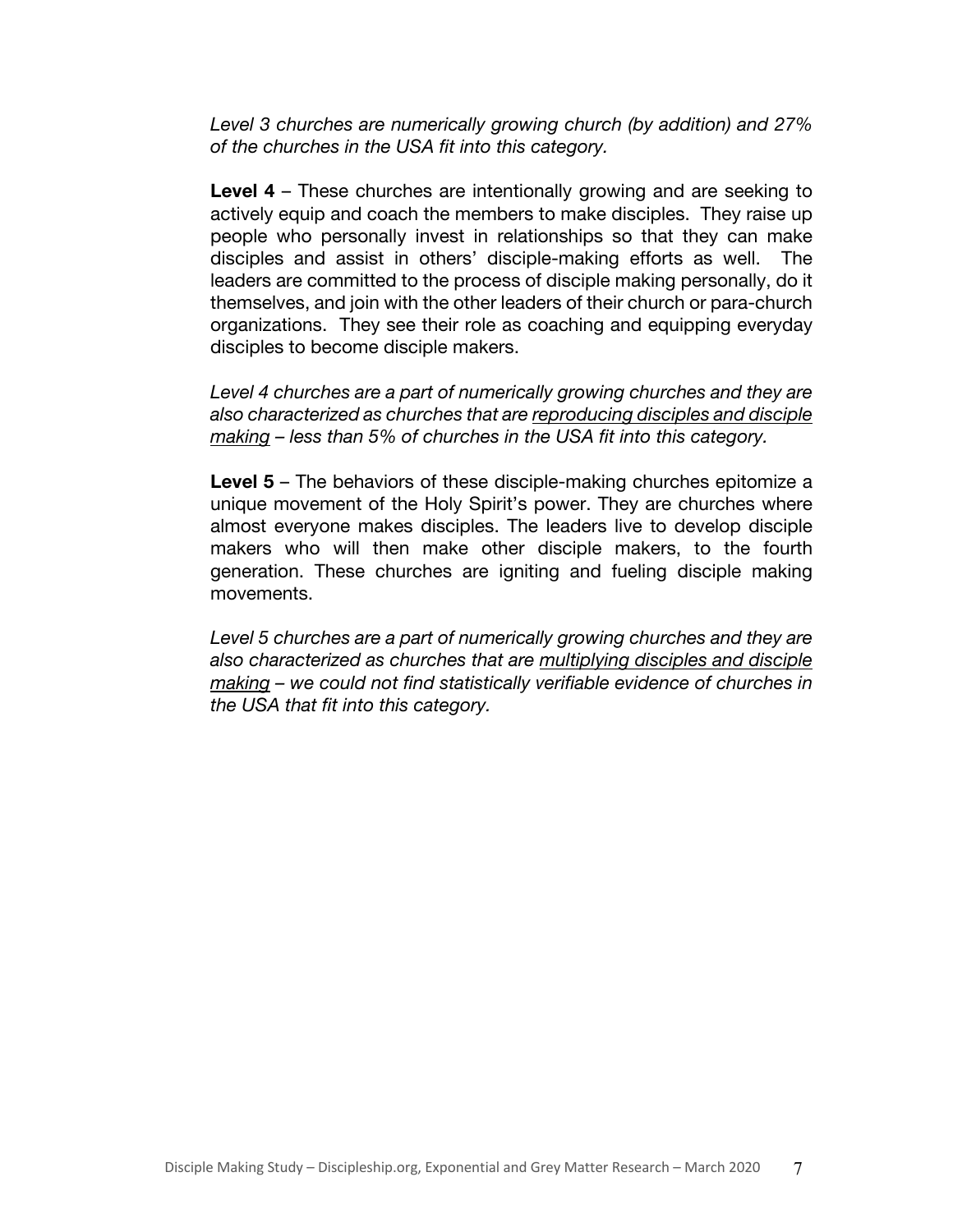*Level 3 churches are numerically growing church (by addition) and 27% of the churches in the USA fit into this category.*

**Level 4** – These churches are intentionally growing and are seeking to actively equip and coach the members to make disciples. They raise up people who personally invest in relationships so that they can make disciples and assist in others' disciple-making efforts as well. The leaders are committed to the process of disciple making personally, do it themselves, and join with the other leaders of their church or para-church organizations. They see their role as coaching and equipping everyday disciples to become disciple makers.

*Level 4 churches are a part of numerically growing churches and they are also characterized as churches that are <u>reproducing disciples and disciple making</u> – less than 5% of churches in the USA fit into this category.*

**Level 5** – The behaviors of these disciple-making churches epitomize a unique movement of the Holy Spirit's power. They are churches where almost everyone makes disciples. The leaders live to develop disciple makers who will then make other disciple makers, to the fourth generation. These churches are igniting and fueling disciple making movements.

*Level 5 churches are a part of numerically growing churches and they are also characterized as churches that are <u>multiplying disciples and disciple making</u> – we could not find statistically verifiable evidence of churches in the USA that fit into this category.*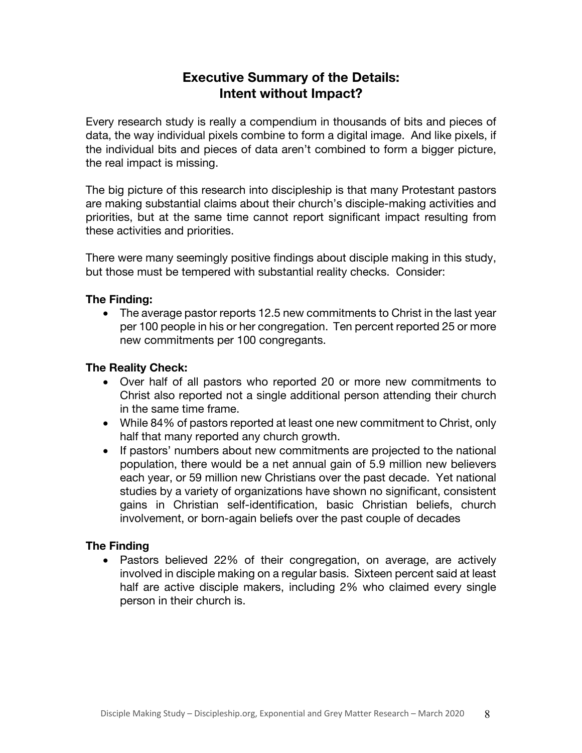## Executive Summary of the Details: Intent without Impact?

Every research study is really a compendium in thousands of bits and pieces of data, the way individual pixels combine to form a digital image. And like pixels, if the individual bits and pieces of data aren't combined to form a bigger picture, the real impact is missing.

The big picture of this research into discipleship is that many Protestant pastors are making substantial claims about their church's disciple-making activities and priorities, but at the same time cannot report significant impact resulting from these activities and priorities.

There were many seemingly positive findings about disciple making in this study, but those must be tempered with substantial reality checks. Consider:

**The Finding:**

- The average pastor reports 12.5 new commitments to Christ in the last year per 100 people in his or her congregation. Ten percent reported 25 or more new commitments per 100 congregants.

**The Reality Check:**

- Over half of all pastors who reported 20 or more new commitments to Christ also reported not a single additional person attending their church in the same time frame.
- While 84% of pastors reported at least one new commitment to Christ, only half that many reported any church growth.
- If pastors' numbers about new commitments are projected to the national population, there would be a net annual gain of 5.9 million new believers each year, or 59 million new Christians over the past decade. Yet national studies by a variety of organizations have shown no significant, consistent gains in Christian self-identification, basic Christian beliefs, church involvement, or born-again beliefs over the past couple of decades

**The Finding**

- Pastors believed 22% of their congregation, on average, are actively involved in disciple making on a regular basis. Sixteen percent said at least half are active disciple makers, including 2% who claimed every single person in their church is.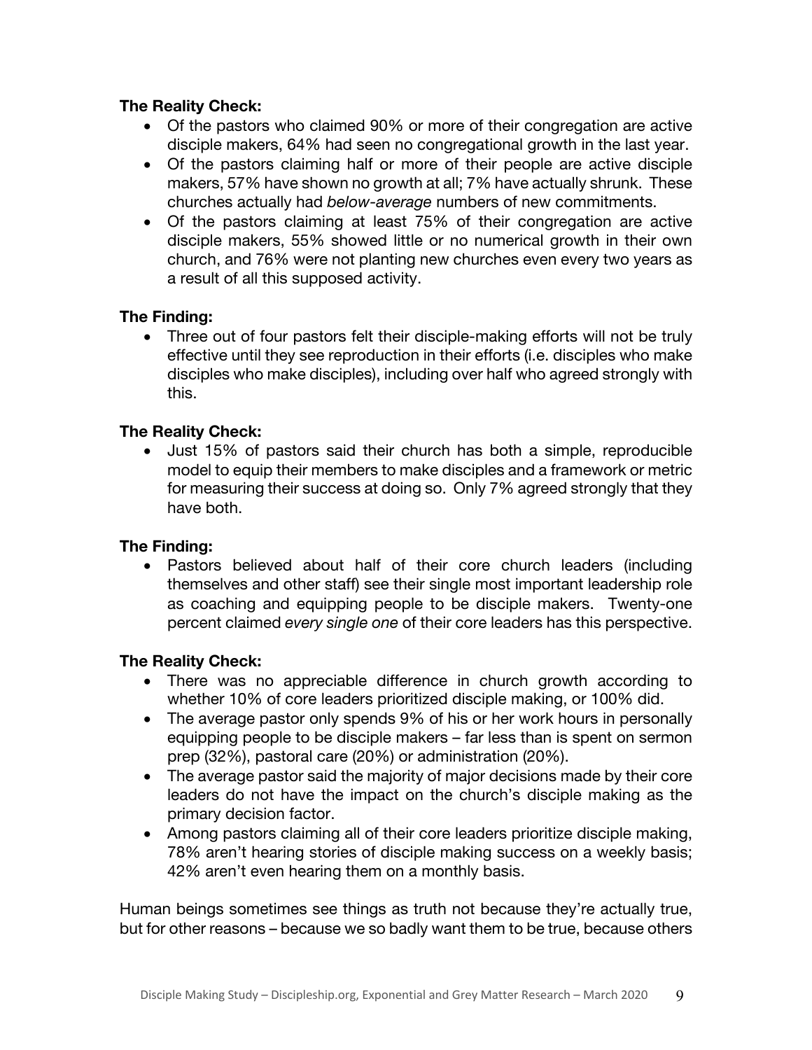**The Reality Check:**

- Of the pastors who claimed 90% or more of their congregation are active disciple makers, 64% had seen no congregational growth in the last year.
- Of the pastors claiming half or more of their people are active disciple makers, 57% have shown no growth at all; 7% have actually shrunk. These churches actually had *below-average* numbers of new commitments.
- Of the pastors claiming at least 75% of their congregation are active disciple makers, 55% showed little or no numerical growth in their own church, and 76% were not planting new churches even every two years as a result of all this supposed activity.

**The Finding:**

- Three out of four pastors felt their disciple-making efforts will not be truly effective until they see reproduction in their efforts (i.e. disciples who make disciples who make disciples), including over half who agreed strongly with this.

**The Reality Check:**

- Just 15% of pastors said their church has both a simple, reproducible model to equip their members to make disciples and a framework or metric for measuring their success at doing so. Only 7% agreed strongly that they have both.

**The Finding:**

- Pastors believed about half of their core church leaders (including themselves and other staff) see their single most important leadership role as coaching and equipping people to be disciple makers. Twenty-one percent claimed *every single one* of their core leaders has this perspective.

**The Reality Check:**

- There was no appreciable difference in church growth according to whether 10% of core leaders prioritized disciple making, or 100% did.
- The average pastor only spends 9% of his or her work hours in personally equipping people to be disciple makers – far less than is spent on sermon prep (32%), pastoral care (20%) or administration (20%).
- The average pastor said the majority of major decisions made by their core leaders do not have the impact on the church's disciple making as the primary decision factor.
- Among pastors claiming all of their core leaders prioritize disciple making, 78% aren't hearing stories of disciple making success on a weekly basis; 42% aren't even hearing them on a monthly basis.

Human beings sometimes see things as truth not because they're actually true, but for other reasons – because we so badly want them to be true, because others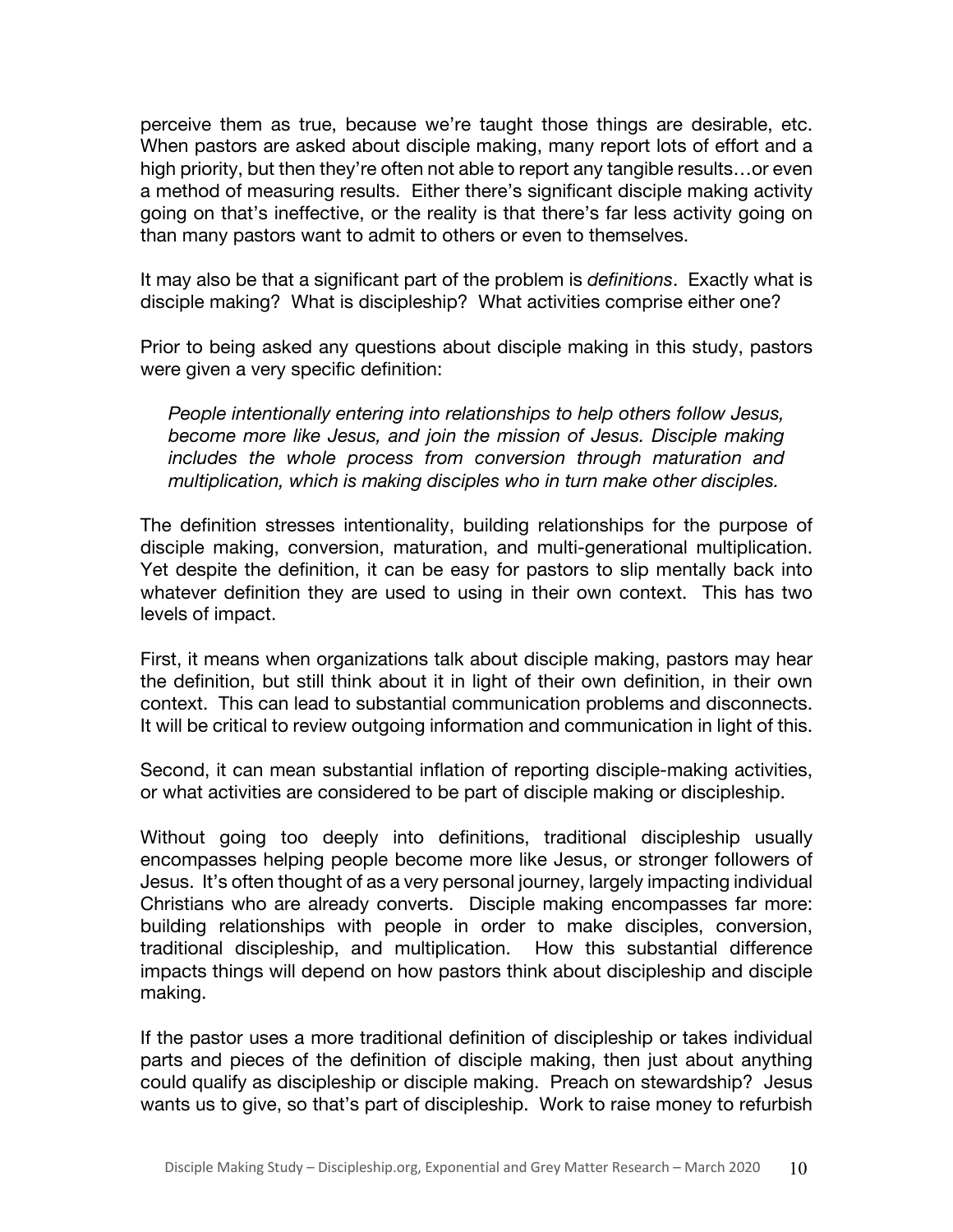perceive them as true, because we're taught those things are desirable, etc. When pastors are asked about disciple making, many report lots of effort and a high priority, but then they're often not able to report any tangible results…or even a method of measuring results. Either there's significant disciple making activity going on that's ineffective, or the reality is that there's far less activity going on than many pastors want to admit to others or even to themselves.

It may also be that a significant part of the problem is *definitions*. Exactly what is disciple making? What is discipleship? What activities comprise either one?

Prior to being asked any questions about disciple making in this study, pastors were given a very specific definition:

> *People intentionally entering into relationships to help others follow Jesus, become more like Jesus, and join the mission of Jesus. Disciple making includes the whole process from conversion through maturation and multiplication, which is making disciples who in turn make other disciples.*

The definition stresses intentionality, building relationships for the purpose of disciple making, conversion, maturation, and multi-generational multiplication. Yet despite the definition, it can be easy for pastors to slip mentally back into whatever definition they are used to using in their own context. This has two levels of impact.

First, it means when organizations talk about disciple making, pastors may hear the definition, but still think about it in light of their own definition, in their own context. This can lead to substantial communication problems and disconnects. It will be critical to review outgoing information and communication in light of this.

Second, it can mean substantial inflation of reporting disciple-making activities, or what activities are considered to be part of disciple making or discipleship.

Without going too deeply into definitions, traditional discipleship usually encompasses helping people become more like Jesus, or stronger followers of Jesus. It's often thought of as a very personal journey, largely impacting individual Christians who are already converts. Disciple making encompasses far more: building relationships with people in order to make disciples, conversion, traditional discipleship, and multiplication. How this substantial difference impacts things will depend on how pastors think about discipleship and disciple making.

If the pastor uses a more traditional definition of discipleship or takes individual parts and pieces of the definition of disciple making, then just about anything could qualify as discipleship or disciple making. Preach on stewardship? Jesus wants us to give, so that's part of discipleship. Work to raise money to refurbish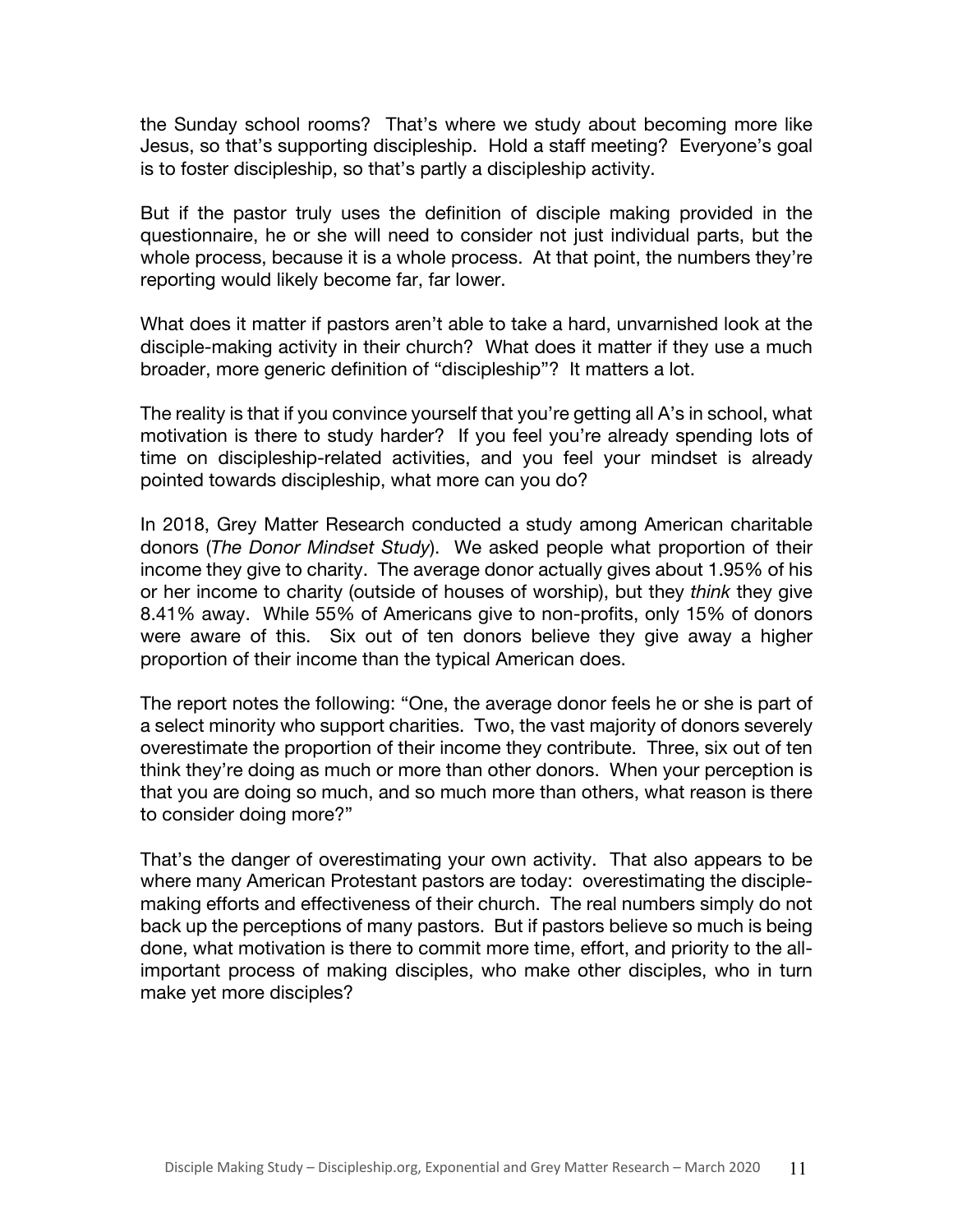the Sunday school rooms? That's where we study about becoming more like Jesus, so that's supporting discipleship. Hold a staff meeting? Everyone's goal is to foster discipleship, so that's partly a discipleship activity.

But if the pastor truly uses the definition of disciple making provided in the questionnaire, he or she will need to consider not just individual parts, but the whole process, because it is a whole process. At that point, the numbers they're reporting would likely become far, far lower.

What does it matter if pastors aren't able to take a hard, unvarnished look at the disciple-making activity in their church? What does it matter if they use a much broader, more generic definition of "discipleship"? It matters a lot.

The reality is that if you convince yourself that you're getting all A's in school, what motivation is there to study harder? If you feel you're already spending lots of time on discipleship-related activities, and you feel your mindset is already pointed towards discipleship, what more can you do?

In 2018, Grey Matter Research conducted a study among American charitable donors (*The Donor Mindset Study*). We asked people what proportion of their income they give to charity. The average donor actually gives about 1.95% of his or her income to charity (outside of houses of worship), but they *think* they give 8.41% away. While 55% of Americans give to non-profits, only 15% of donors were aware of this. Six out of ten donors believe they give away a higher proportion of their income than the typical American does.

The report notes the following: "One, the average donor feels he or she is part of a select minority who support charities. Two, the vast majority of donors severely overestimate the proportion of their income they contribute. Three, six out of ten think they're doing as much or more than other donors. When your perception is that you are doing so much, and so much more than others, what reason is there to consider doing more?"

That's the danger of overestimating your own activity. That also appears to be where many American Protestant pastors are today: overestimating the disciple-making efforts and effectiveness of their church. The real numbers simply do not back up the perceptions of many pastors. But if pastors believe so much is being done, what motivation is there to commit more time, effort, and priority to the all-important process of making disciples, who make other disciples, who in turn make yet more disciples?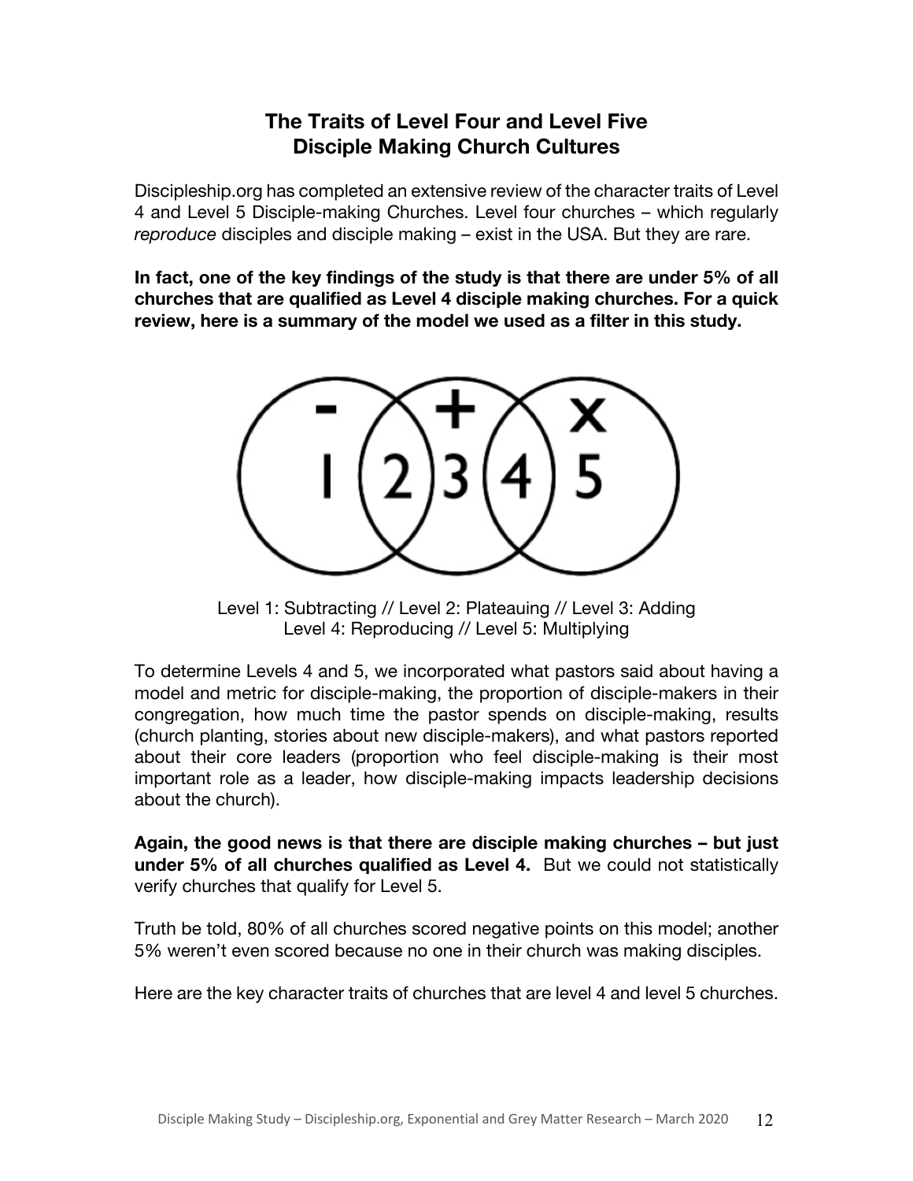## The Traits of Level Four and Level Five Disciple Making Church Cultures

Discipleship.org has completed an extensive review of the character traits of Level 4 and Level 5 Disciple-making Churches. Level four churches – which regularly *reproduce* disciples and disciple making – exist in the USA. But they are rare.

**In fact, one of the key findings of the study is that there are under 5% of all churches that are qualified as Level 4 disciple making churches. For a quick review, here is a summary of the model we used as a filter in this study.**

Level 1: Subtracting // Level 2: Plateauing // Level 3: Adding
Level 4: Reproducing // Level 5: Multiplying

To determine Levels 4 and 5, we incorporated what pastors said about having a model and metric for disciple-making, the proportion of disciple-makers in their congregation, how much time the pastor spends on disciple-making, results (church planting, stories about new disciple-makers), and what pastors reported about their core leaders (proportion who feel disciple-making is their most important role as a leader, how disciple-making impacts leadership decisions about the church).

**Again, the good news is that there are disciple making churches – but just under 5% of all churches qualified as Level 4.** But we could not statistically verify churches that qualify for Level 5.

Truth be told, 80% of all churches scored negative points on this model; another 5% weren't even scored because no one in their church was making disciples.

Here are the key character traits of churches that are level 4 and level 5 churches.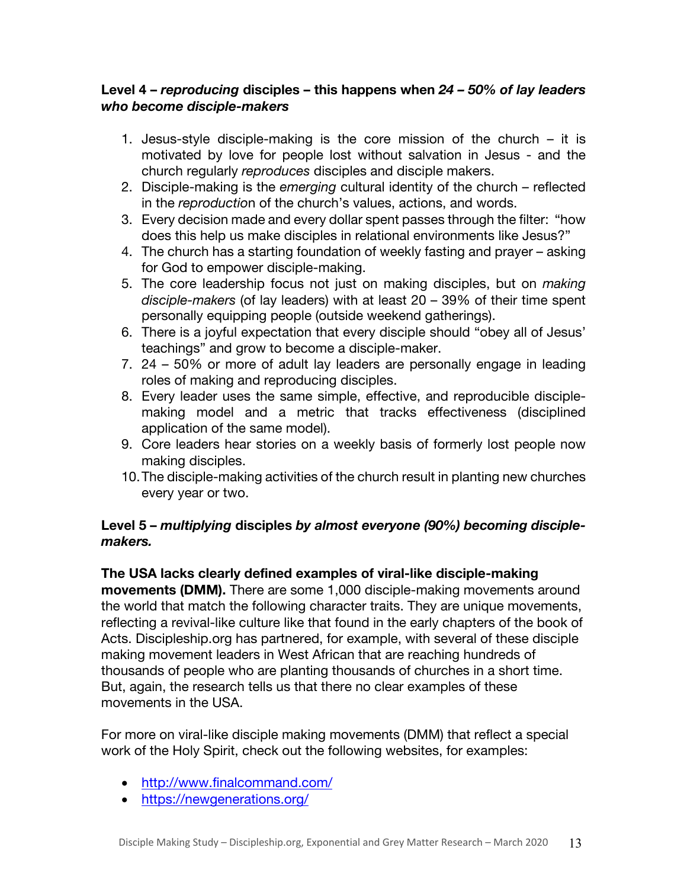**Level 4 – *reproducing* disciples – this happens when *24 – 50% of lay leaders who become disciple-makers***

1. Jesus-style disciple-making is the core mission of the church – it is motivated by love for people lost without salvation in Jesus - and the church regularly *reproduces* disciples and disciple makers.
2. Disciple-making is the *emerging* cultural identity of the church – reflected in the *reproductio*n of the church's values, actions, and words.
3. Every decision made and every dollar spent passes through the filter: "how does this help us make disciples in relational environments like Jesus?"
4. The church has a starting foundation of weekly fasting and prayer – asking for God to empower disciple-making.
5. The core leadership focus not just on making disciples, but on *making disciple-makers* (of lay leaders) with at least 20 – 39% of their time spent personally equipping people (outside weekend gatherings).
6. There is a joyful expectation that every disciple should "obey all of Jesus' teachings" and grow to become a disciple-maker.
7. 24 – 50% or more of adult lay leaders are personally engage in leading roles of making and reproducing disciples.
8. Every leader uses the same simple, effective, and reproducible disciple-making model and a metric that tracks effectiveness (disciplined application of the same model).
9. Core leaders hear stories on a weekly basis of formerly lost people now making disciples.
10. The disciple-making activities of the church result in planting new churches every year or two.

**Level 5 – *multiplying* disciples *by almost everyone (90%) becoming disciple-makers.***

**The USA lacks clearly defined examples of viral-like disciple-making movements (DMM).** There are some 1,000 disciple-making movements around the world that match the following character traits. They are unique movements, reflecting a revival-like culture like that found in the early chapters of the book of Acts. Discipleship.org has partnered, for example, with several of these disciple making movement leaders in West African that are reaching hundreds of thousands of people who are planting thousands of churches in a short time. But, again, the research tells us that there no clear examples of these movements in the USA.

For more on viral-like disciple making movements (DMM) that reflect a special work of the Holy Spirit, check out the following websites, for examples:

- http://www.finalcommand.com/
- https://newgenerations.org/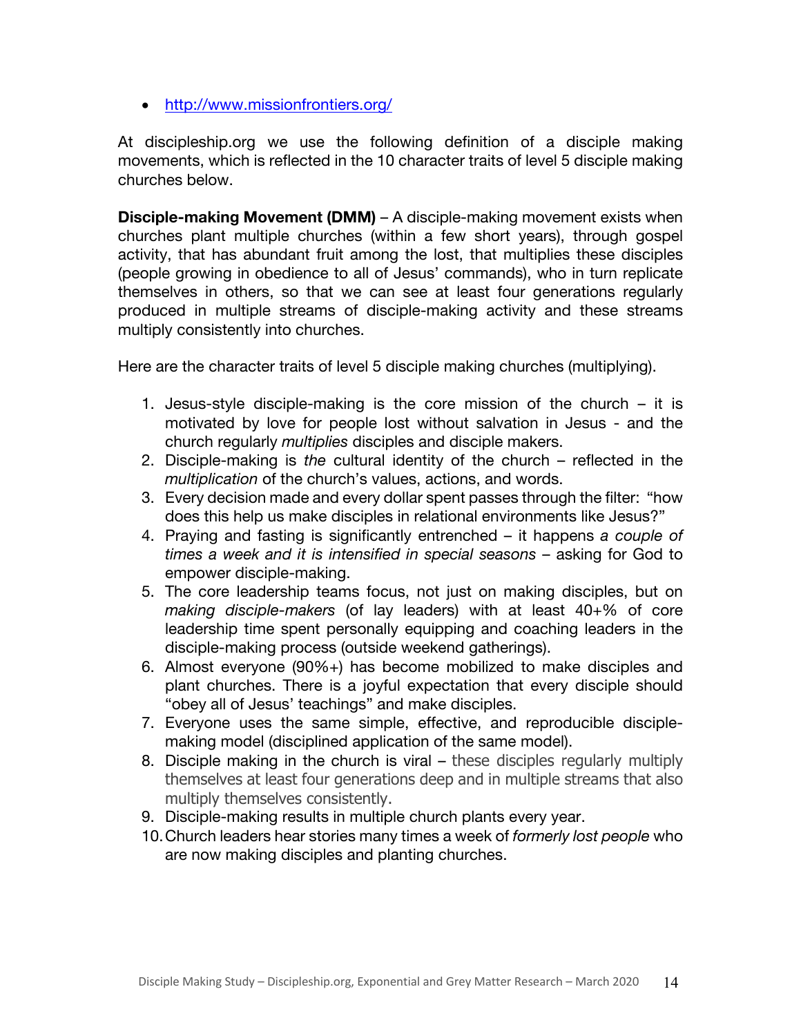- [http://www.missionfrontiers.org/](http://www.missionfrontiers.org/)

At discipleship.org we use the following definition of a disciple making movements, which is reflected in the 10 character traits of level 5 disciple making churches below.

**Disciple-making Movement (DMM)** – A disciple-making movement exists when churches plant multiple churches (within a few short years), through gospel activity, that has abundant fruit among the lost, that multiplies these disciples (people growing in obedience to all of Jesus' commands), who in turn replicate themselves in others, so that we can see at least four generations regularly produced in multiple streams of disciple-making activity and these streams multiply consistently into churches.

Here are the character traits of level 5 disciple making churches (multiplying).

1. Jesus-style disciple-making is the core mission of the church – it is motivated by love for people lost without salvation in Jesus - and the church regularly *multiplies* disciples and disciple makers.
2. Disciple-making is *the* cultural identity of the church – reflected in the *multiplication* of the church's values, actions, and words.
3. Every decision made and every dollar spent passes through the filter: "how does this help us make disciples in relational environments like Jesus?"
4. Praying and fasting is significantly entrenched – it happens *a couple of times a week and it is intensified in special seasons* – asking for God to empower disciple-making.
5. The core leadership teams focus, not just on making disciples, but on *making disciple-makers* (of lay leaders) with at least 40+% of core leadership time spent personally equipping and coaching leaders in the disciple-making process (outside weekend gatherings).
6. Almost everyone (90%+) has become mobilized to make disciples and plant churches. There is a joyful expectation that every disciple should "obey all of Jesus' teachings" and make disciples.
7. Everyone uses the same simple, effective, and reproducible disciple-making model (disciplined application of the same model).
8. Disciple making in the church is viral – these disciples regularly multiply themselves at least four generations deep and in multiple streams that also multiply themselves consistently.
9. Disciple-making results in multiple church plants every year.
10. Church leaders hear stories many times a week of *formerly lost people* who are now making disciples and planting churches.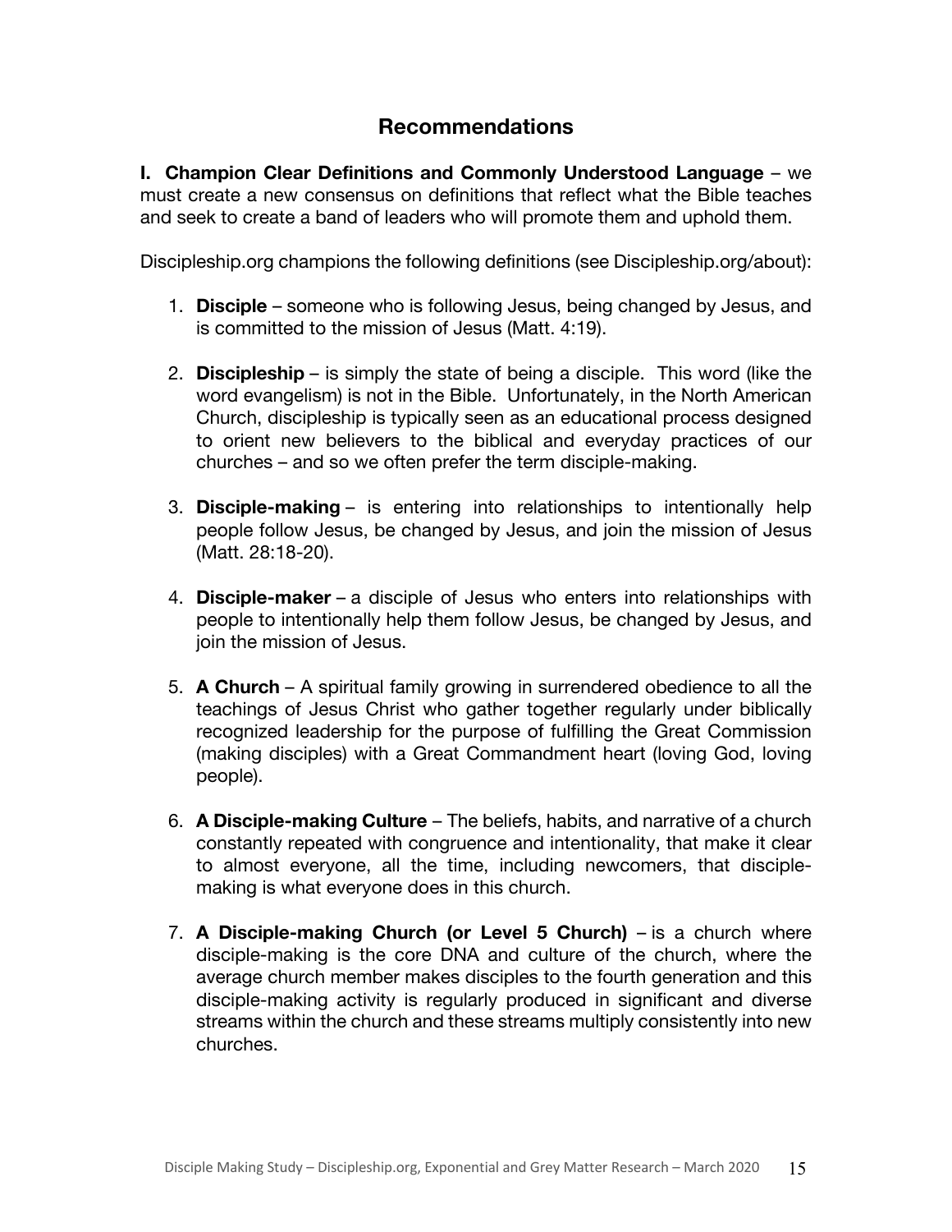## Recommendations

**I. Champion Clear Definitions and Commonly Understood Language** – we must create a new consensus on definitions that reflect what the Bible teaches and seek to create a band of leaders who will promote them and uphold them.

Discipleship.org champions the following definitions (see Discipleship.org/about):

1. **Disciple** – someone who is following Jesus, being changed by Jesus, and is committed to the mission of Jesus (Matt. 4:19).

2. **Discipleship** – is simply the state of being a disciple. This word (like the word evangelism) is not in the Bible. Unfortunately, in the North American Church, discipleship is typically seen as an educational process designed to orient new believers to the biblical and everyday practices of our churches – and so we often prefer the term disciple-making.

3. **Disciple-making** – is entering into relationships to intentionally help people follow Jesus, be changed by Jesus, and join the mission of Jesus (Matt. 28:18-20).

4. **Disciple-maker** – a disciple of Jesus who enters into relationships with people to intentionally help them follow Jesus, be changed by Jesus, and join the mission of Jesus.

5. **A Church** – A spiritual family growing in surrendered obedience to all the teachings of Jesus Christ who gather together regularly under biblically recognized leadership for the purpose of fulfilling the Great Commission (making disciples) with a Great Commandment heart (loving God, loving people).

6. **A Disciple-making Culture** – The beliefs, habits, and narrative of a church constantly repeated with congruence and intentionality, that make it clear to almost everyone, all the time, including newcomers, that disciple-making is what everyone does in this church.

7. **A Disciple-making Church (or Level 5 Church)** – is a church where disciple-making is the core DNA and culture of the church, where the average church member makes disciples to the fourth generation and this disciple-making activity is regularly produced in significant and diverse streams within the church and these streams multiply consistently into new churches.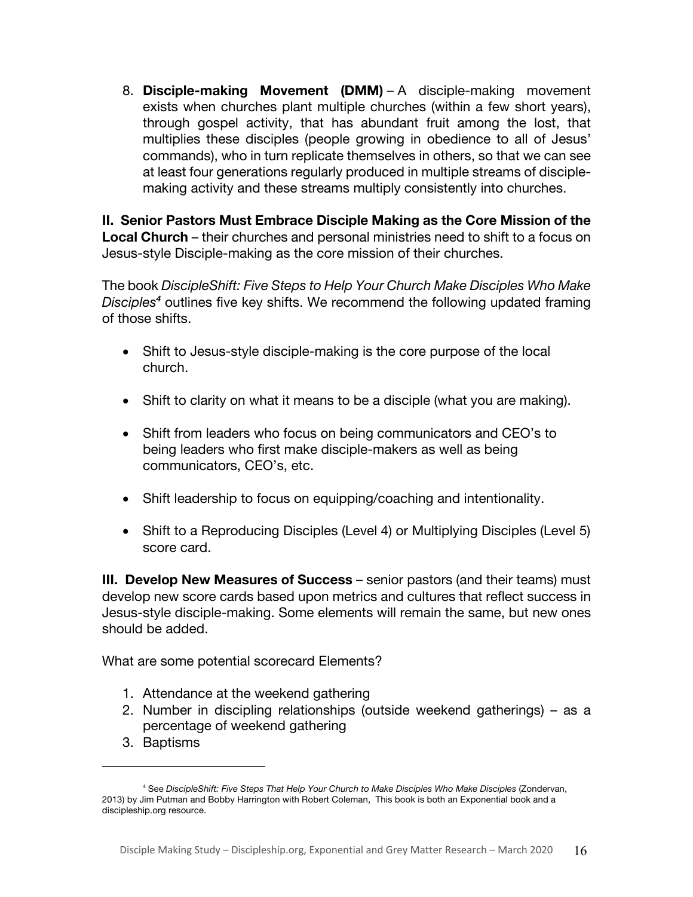8. **Disciple-making Movement (DMM)** – A disciple-making movement exists when churches plant multiple churches (within a few short years), through gospel activity, that has abundant fruit among the lost, that multiplies these disciples (people growing in obedience to all of Jesus' commands), who in turn replicate themselves in others, so that we can see at least four generations regularly produced in multiple streams of disciple-making activity and these streams multiply consistently into churches.

**II. Senior Pastors Must Embrace Disciple Making as the Core Mission of the Local Church** – their churches and personal ministries need to shift to a focus on Jesus-style Disciple-making as the core mission of their churches.

The book *DiscipleShift: Five Steps to Help Your Church Make Disciples Who Make Disciples*[4] outlines five key shifts. We recommend the following updated framing of those shifts.

- Shift to Jesus-style disciple-making is the core purpose of the local church.
- Shift to clarity on what it means to be a disciple (what you are making).
- Shift from leaders who focus on being communicators and CEO's to being leaders who first make disciple-makers as well as being communicators, CEO's, etc.
- Shift leadership to focus on equipping/coaching and intentionality.
- Shift to a Reproducing Disciples (Level 4) or Multiplying Disciples (Level 5) score card.

**III. Develop New Measures of Success** – senior pastors (and their teams) must develop new score cards based upon metrics and cultures that reflect success in Jesus-style disciple-making. Some elements will remain the same, but new ones should be added.

What are some potential scorecard Elements?

1. Attendance at the weekend gathering
2. Number in discipling relationships (outside weekend gatherings) – as a percentage of weekend gathering
3. Baptisms

---

[4] See *DiscipleShift: Five Steps That Help Your Church to Make Disciples Who Make Disciples* (Zondervan, 2013) by Jim Putman and Bobby Harrington with Robert Coleman, This book is both an Exponential book and a discipleship.org resource.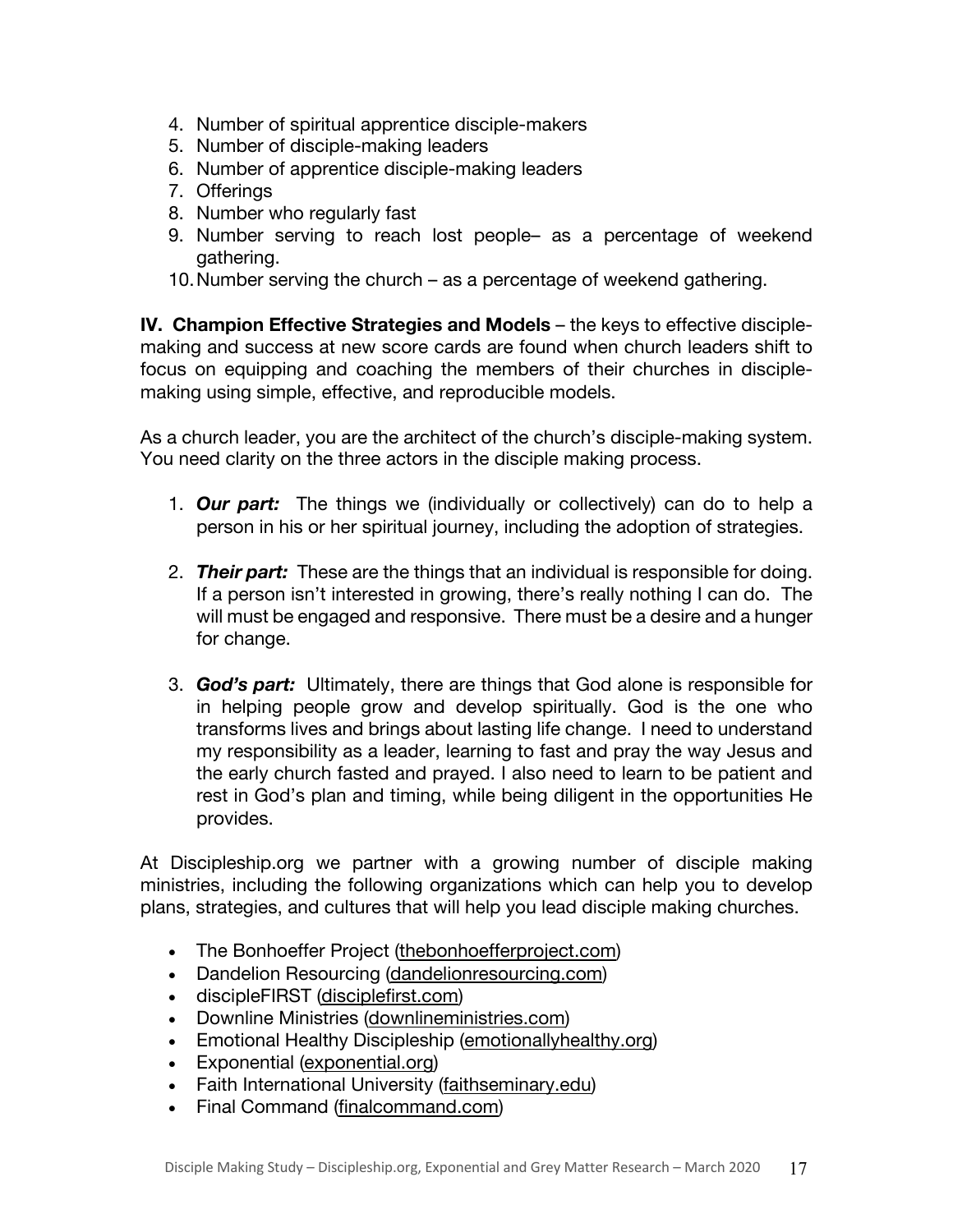4. Number of spiritual apprentice disciple-makers
5. Number of disciple-making leaders
6. Number of apprentice disciple-making leaders
7. Offerings
8. Number who regularly fast
9. Number serving to reach lost people– as a percentage of weekend gathering.
10. Number serving the church – as a percentage of weekend gathering.

**IV. Champion Effective Strategies and Models** – the keys to effective disciple-making and success at new score cards are found when church leaders shift to focus on equipping and coaching the members of their churches in disciple-making using simple, effective, and reproducible models.

As a church leader, you are the architect of the church's disciple-making system. You need clarity on the three actors in the disciple making process.

1. ***Our part:*** The things we (individually or collectively) can do to help a person in his or her spiritual journey, including the adoption of strategies.

2. ***Their part:*** These are the things that an individual is responsible for doing. If a person isn't interested in growing, there's really nothing I can do. The will must be engaged and responsive. There must be a desire and a hunger for change.

3. ***God's part:*** Ultimately, there are things that God alone is responsible for in helping people grow and develop spiritually. God is the one who transforms lives and brings about lasting life change. I need to understand my responsibility as a leader, learning to fast and pray the way Jesus and the early church fasted and prayed. I also need to learn to be patient and rest in God's plan and timing, while being diligent in the opportunities He provides.

At Discipleship.org we partner with a growing number of disciple making ministries, including the following organizations which can help you to develop plans, strategies, and cultures that will help you lead disciple making churches.

- The Bonhoeffer Project (thebonhoefferproject.com)
- Dandelion Resourcing (dandelionresourcing.com)
- discipleFIRST (disciplefirst.com)
- Downline Ministries (downlineministries.com)
- Emotional Healthy Discipleship (emotionallyhealthy.org)
- Exponential (exponential.org)
- Faith International University (faithseminary.edu)
- Final Command (finalcommand.com)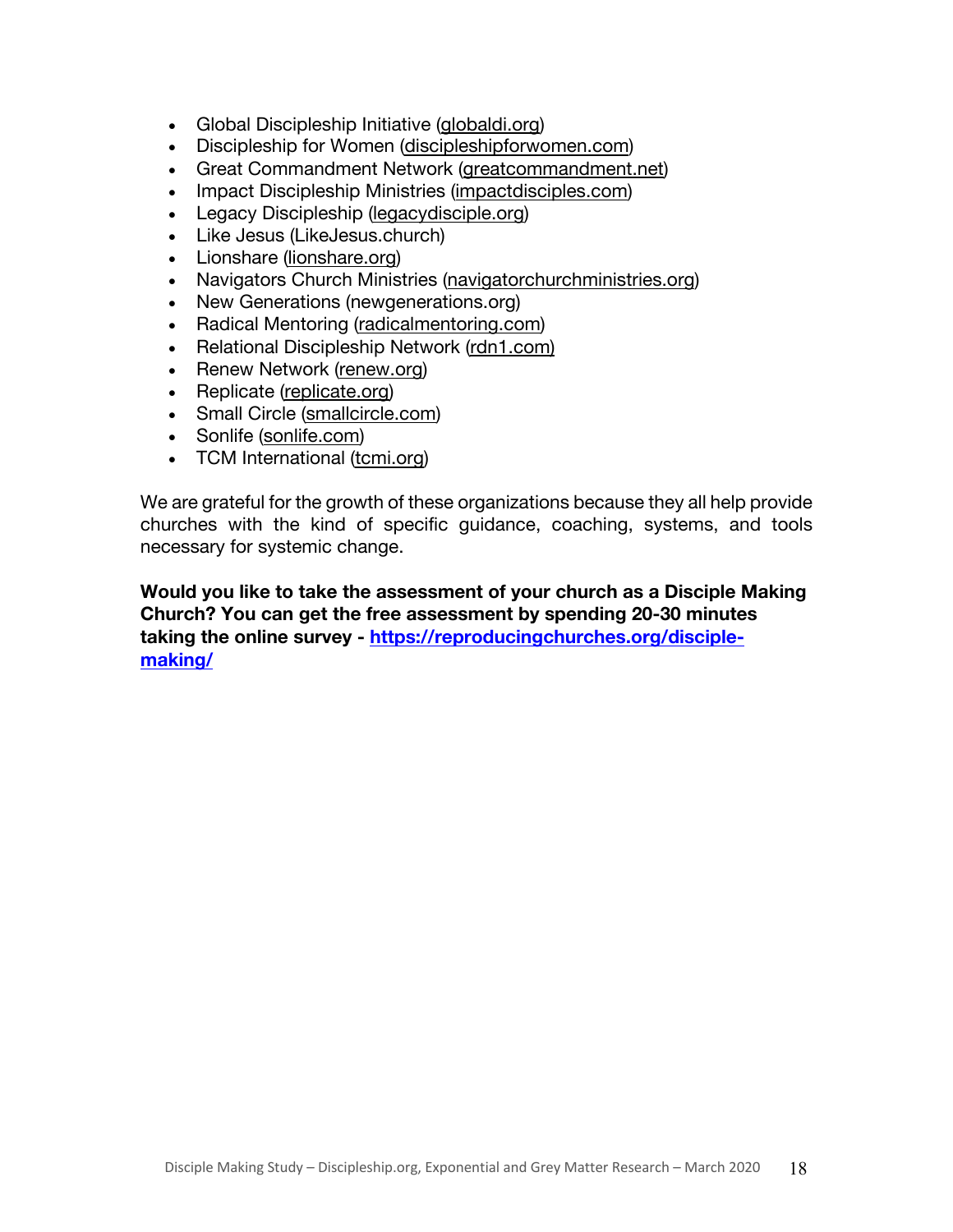- Global Discipleship Initiative (globaldi.org)
- Discipleship for Women (discipleshipforwomen.com)
- Great Commandment Network (greatcommandment.net)
- Impact Discipleship Ministries (impactdisciples.com)
- Legacy Discipleship (legacydisciple.org)
- Like Jesus (LikeJesus.church)
- Lionshare (lionshare.org)
- Navigators Church Ministries (navigatorchurchministries.org)
- New Generations (newgenerations.org)
- Radical Mentoring (radicalmentoring.com)
- Relational Discipleship Network (rdn1.com)
- Renew Network (renew.org)
- Replicate (replicate.org)
- Small Circle (smallcircle.com)
- Sonlife (sonlife.com)
- TCM International (tcmi.org)

We are grateful for the growth of these organizations because they all help provide churches with the kind of specific guidance, coaching, systems, and tools necessary for systemic change.

**Would you like to take the assessment of your church as a Disciple Making Church? You can get the free assessment by spending 20-30 minutes taking the online survey - [https://reproducingchurches.org/disciple-making/](https://reproducingchurches.org/disciple-making/)**